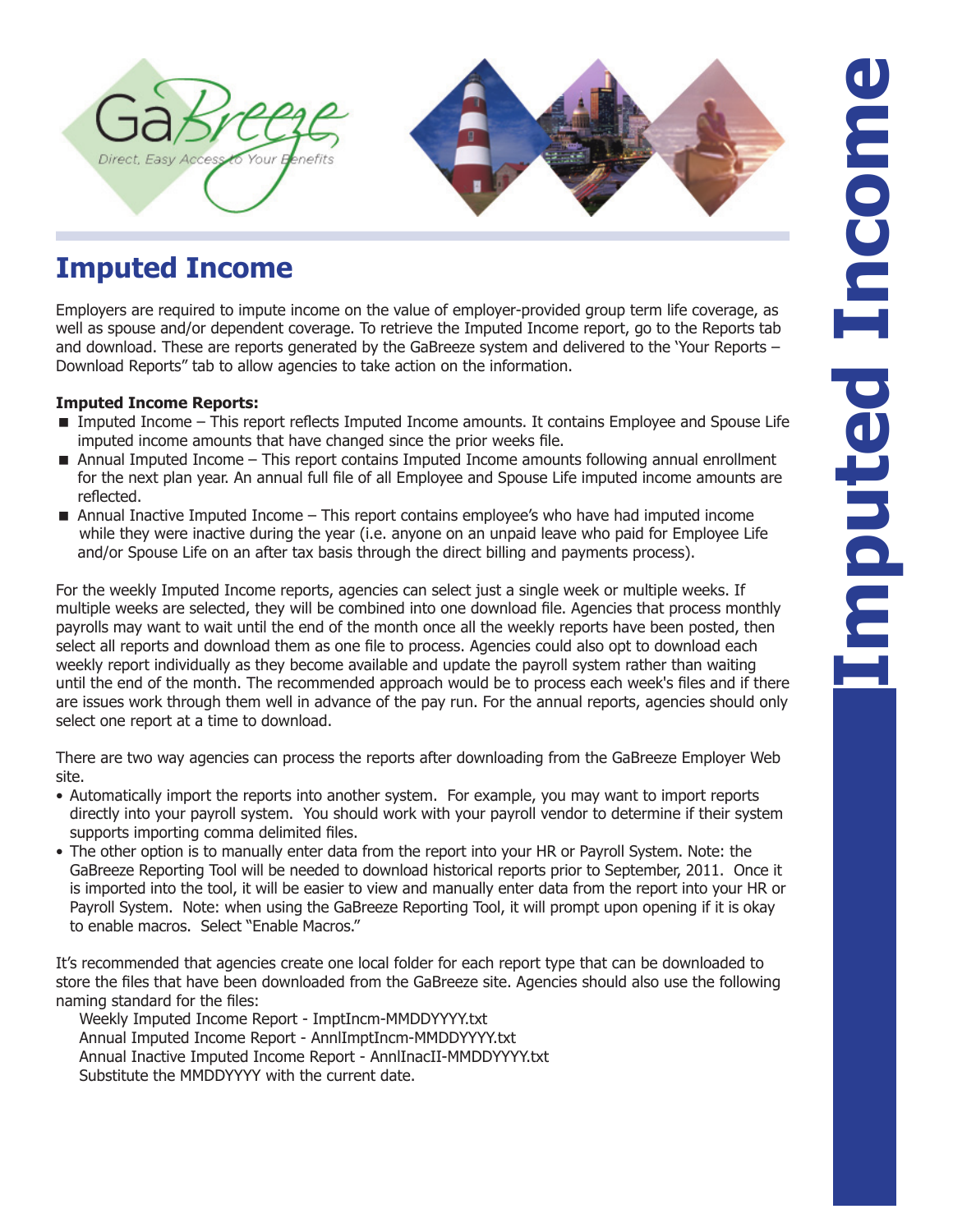# Imputed Income

Employers are required to impute income on the value of employer-provided group term life coverage, as well as spouse and/or dependent coverage. To retrieve the Imputed Income report, go to the Reports tab and download. These are reports generated by the GaBreeze system and delivered to the 'Your Reports – Download Reports" tab to allow agencies to take action on the information.

**Imputed Income Reports:**

- Imputed Income – This report reflects Imputed Income amounts. It contains Employee and Spouse Life imputed income amounts that have changed since the prior weeks file.
- Annual Imputed Income – This report contains Imputed Income amounts following annual enrollment for the next plan year. An annual full file of all Employee and Spouse Life imputed income amounts are reflected.
- Annual Inactive Imputed Income – This report contains employee's who have had imputed income while they were inactive during the year (i.e. anyone on an unpaid leave who paid for Employee Life and/or Spouse Life on an after tax basis through the direct billing and payments process).

For the weekly Imputed Income reports, agencies can select just a single week or multiple weeks. If multiple weeks are selected, they will be combined into one download file. Agencies that process monthly payrolls may want to wait until the end of the month once all the weekly reports have been posted, then select all reports and download them as one file to process. Agencies could also opt to download each weekly report individually as they become available and update the payroll system rather than waiting until the end of the month. The recommended approach would be to process each week's files and if there are issues work through them well in advance of the pay run. For the annual reports, agencies should only select one report at a time to download.

There are two way agencies can process the reports after downloading from the GaBreeze Employer Web site.

- Automatically import the reports into another system. For example, you may want to import reports directly into your payroll system. You should work with your payroll vendor to determine if their system supports importing comma delimited files.
- The other option is to manually enter data from the report into your HR or Payroll System. Note: the GaBreeze Reporting Tool will be needed to download historical reports prior to September, 2011. Once it is imported into the tool, it will be easier to view and manually enter data from the report into your HR or Payroll System. Note: when using the GaBreeze Reporting Tool, it will prompt upon opening if it is okay to enable macros. Select "Enable Macros."

It's recommended that agencies create one local folder for each report type that can be downloaded to store the files that have been downloaded from the GaBreeze site. Agencies should also use the following naming standard for the files:

Weekly Imputed Income Report - ImptIncm-MMDDYYYY.txt
Annual Imputed Income Report - AnnlImptIncm-MMDDYYYY.txt
Annual Inactive Imputed Income Report - AnnlInacII-MMDDYYYY.txt
Substitute the MMDDYYYY with the current date.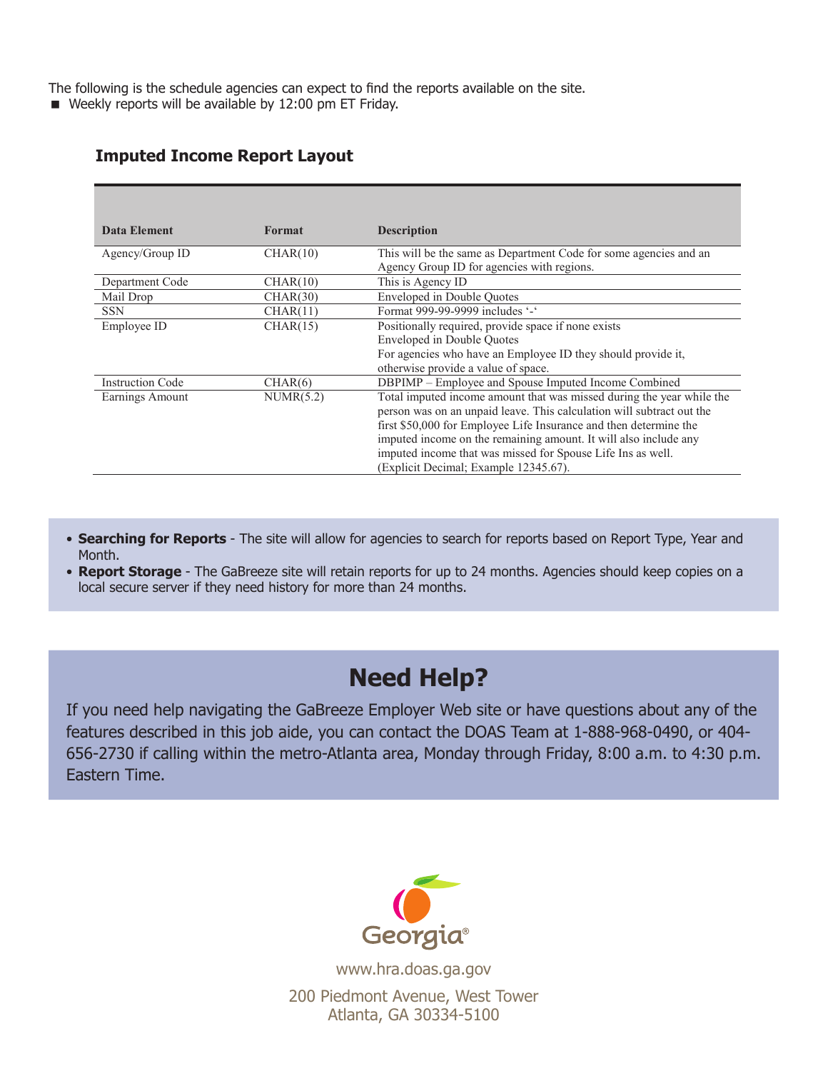The following is the schedule agencies can expect to find the reports available on the site.

- Weekly reports will be available by 12:00 pm ET Friday.

### Imputed Income Report Layout

| Data Element | Format | Description |
|---|---|---|
| Agency/Group ID | CHAR(10) | This will be the same as Department Code for some agencies and an Agency Group ID for agencies with regions. |
| Department Code | CHAR(10) | This is Agency ID |
| Mail Drop | CHAR(30) | Enveloped in Double Quotes |
| SSN | CHAR(11) | Format 999-99-9999 includes '-' |
| Employee ID | CHAR(15) | Positionally required, provide space if none exists<br>Enveloped in Double Quotes<br>For agencies who have an Employee ID they should provide it, otherwise provide a value of space. |
| Instruction Code | CHAR(6) | DBPIMP – Employee and Spouse Imputed Income Combined |
| Earnings Amount | NUMR(5.2) | Total imputed income amount that was missed during the year while the person was on an unpaid leave. This calculation will subtract out the first $50,000 for Employee Life Insurance and then determine the imputed income on the remaining amount. It will also include any imputed income that was missed for Spouse Life Ins as well. (Explicit Decimal; Example 12345.67). |

- **Searching for Reports** - The site will allow for agencies to search for reports based on Report Type, Year and Month.
- **Report Storage** - The GaBreeze site will retain reports for up to 24 months. Agencies should keep copies on a local secure server if they need history for more than 24 months.

## Need Help?

If you need help navigating the GaBreeze Employer Web site or have questions about any of the features described in this job aide, you can contact the DOAS Team at 1-888-968-0490, or 404-656-2730 if calling within the metro-Atlanta area, Monday through Friday, 8:00 a.m. to 4:30 p.m. Eastern Time.

Georgia®

www.hra.doas.ga.gov

200 Piedmont Avenue, West Tower
Atlanta, GA 30334-5100